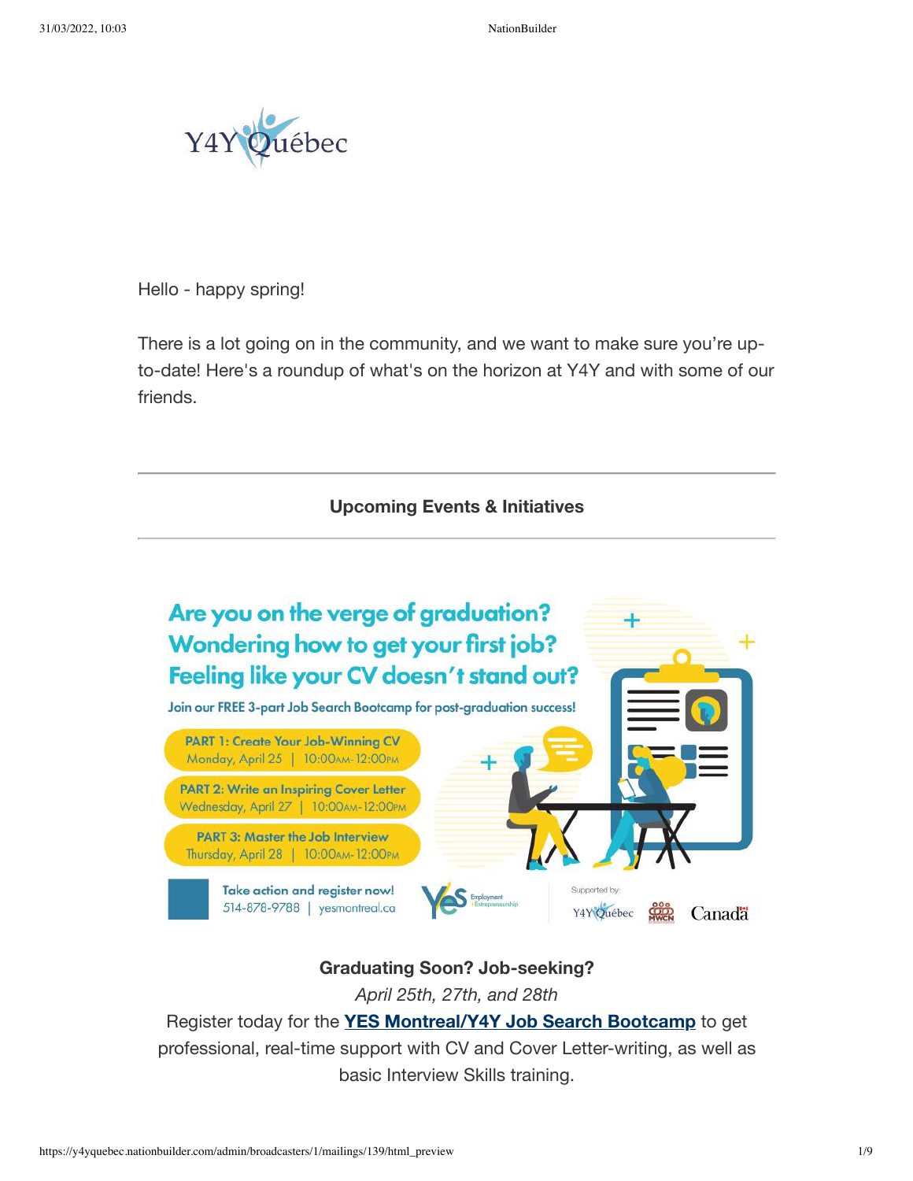Hello - happy spring!

There is a lot going on in the community, and we want to make sure you're up-to-date! Here's a roundup of what's on the horizon at Y4Y and with some of our friends.

---

**Upcoming Events & Initiatives**

---

Are you on the verge of graduation?
Wondering how to get your first job?
Feeling like your CV doesn't stand out?

Join our FREE 3-part Job Search Bootcamp for post-graduation success!

PART 1: Create Your Job-Winning CV
Monday, April 25 | 10:00AM-12:00PM

PART 2: Write an Inspiring Cover Letter
Wednesday, April 27 | 10:00AM-12:00PM

PART 3: Master the Job Interview
Thursday, April 28 | 10:00AM-12:00PM

Take action and register now!
514-878-9788 | yesmontreal.ca

Supported by: Y4Y Québec, MWCN, Canada

**Graduating Soon? Job-seeking?**

*April 25th, 27th, and 28th*

Register today for the **YES Montreal/Y4Y Job Search Bootcamp** to get professional, real-time support with CV and Cover Letter-writing, as well as basic Interview Skills training.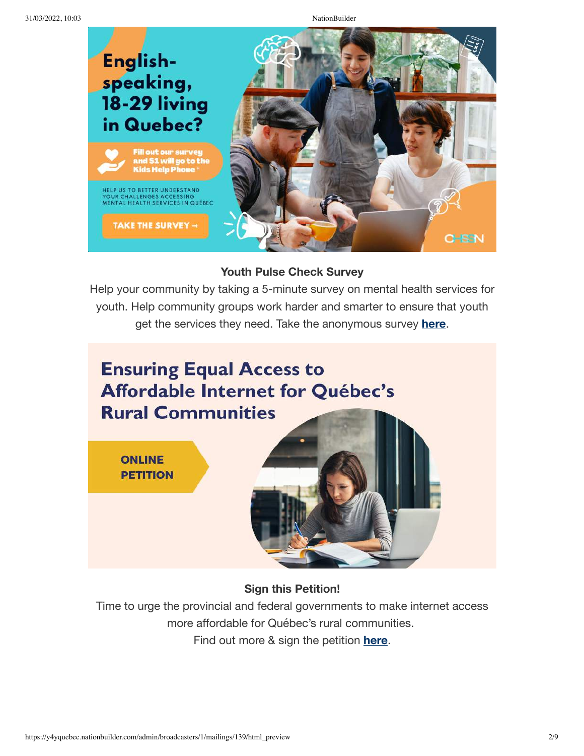**English-speaking, 18-29 living in Quebec?**

Fill out our survey and $1 will go to the Kids Help Phone*

HELP US TO BETTER UNDERSTAND YOUR CHALLENGES ACCESSING MENTAL HEALTH SERVICES IN QUÉBEC

TAKE THE SURVEY →

### Youth Pulse Check Survey

Help your community by taking a 5-minute survey on mental health services for youth. Help community groups work harder and smarter to ensure that youth get the services they need. Take the anonymous survey **here**.

**Ensuring Equal Access to Affordable Internet for Québec's Rural Communities**

ONLINE PETITION

### Sign this Petition!

Time to urge the provincial and federal governments to make internet access more affordable for Québec's rural communities.

Find out more & sign the petition **here**.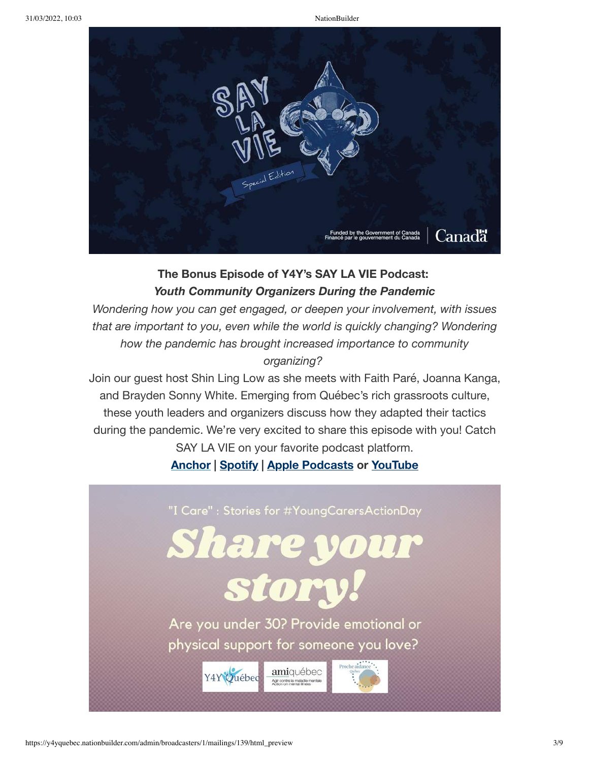**The Bonus Episode of Y4Y's SAY LA VIE Podcast:**
***Youth Community Organizers During the Pandemic***

*Wondering how you can get engaged, or deepen your involvement, with issues that are important to you, even while the world is quickly changing? Wondering how the pandemic has brought increased importance to community organizing?*

Join our guest host Shin Ling Low as she meets with Faith Paré, Joanna Kanga, and Brayden Sonny White. Emerging from Québec's rich grassroots culture, these youth leaders and organizers discuss how they adapted their tactics during the pandemic. We're very excited to share this episode with you! Catch SAY LA VIE on your favorite podcast platform.

**Anchor | Spotify | Apple Podcasts or YouTube**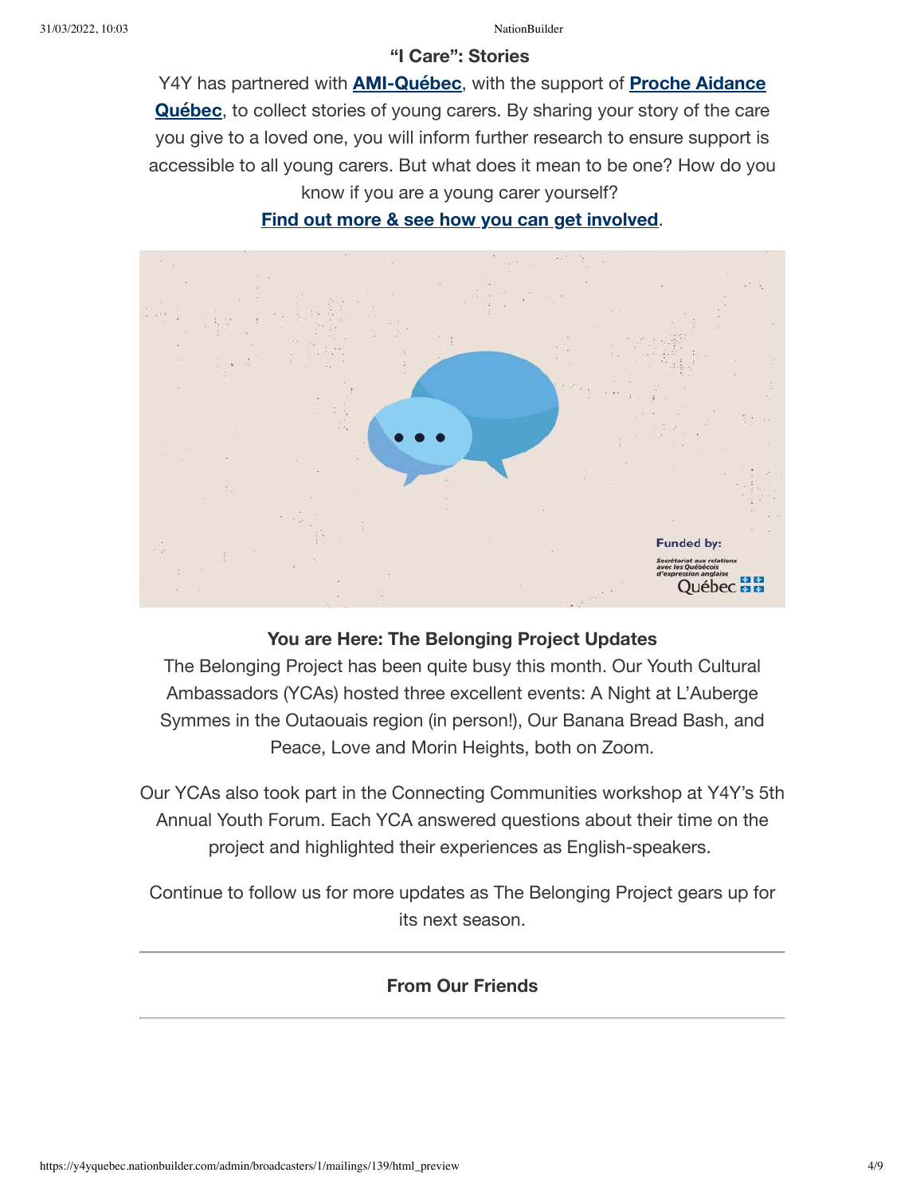**"I Care": Stories**

Y4Y has partnered with **AMI-Québec**, with the support of **Proche Aidance Québec**, to collect stories of young carers. By sharing your story of the care you give to a loved one, you will inform further research to ensure support is accessible to all young carers. But what does it mean to be one? How do you know if you are a young carer yourself?

**Find out more & see how you can get involved**.

Funded by:

Secrétariat aux relations avec les Québécois d'expression anglaise

Québec

**You are Here: The Belonging Project Updates**

The Belonging Project has been quite busy this month. Our Youth Cultural Ambassadors (YCAs) hosted three excellent events: A Night at L'Auberge Symmes in the Outaouais region (in person!), Our Banana Bread Bash, and Peace, Love and Morin Heights, both on Zoom.

Our YCAs also took part in the Connecting Communities workshop at Y4Y's 5th Annual Youth Forum. Each YCA answered questions about their time on the project and highlighted their experiences as English-speakers.

Continue to follow us for more updates as The Belonging Project gears up for its next season.

---

**From Our Friends**

---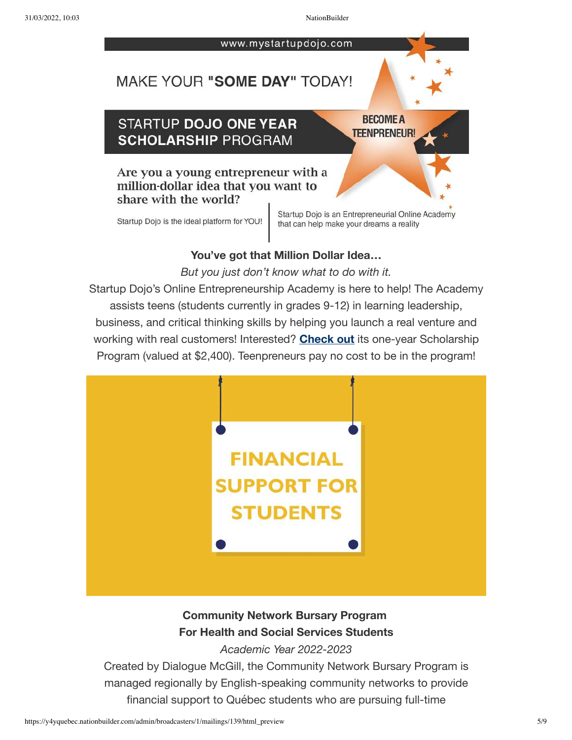www.mystartupdojo.com

MAKE YOUR **"SOME DAY"** TODAY!

## STARTUP **DOJO ONE YEAR SCHOLARSHIP** PROGRAM

BECOME A TEENPRENEUR!

**Are you a young entrepreneur with a million-dollar idea that you want to share with the world?**

Startup Dojo is the ideal platform for YOU!

Startup Dojo is an Entrepreneurial Online Academy that can help make your dreams a reality

**You've got that Million Dollar Idea…**

*But you just don't know what to do with it.*

Startup Dojo's Online Entrepreneurship Academy is here to help! The Academy assists teens (students currently in grades 9-12) in learning leadership, business, and critical thinking skills by helping you launch a real venture and working with real customers! Interested? **Check out** its one-year Scholarship Program (valued at $2,400). Teenpreneurs pay no cost to be in the program!

FINANCIAL SUPPORT FOR STUDENTS

**Community Network Bursary Program**
**For Health and Social Services Students**

*Academic Year 2022-2023*

Created by Dialogue McGill, the Community Network Bursary Program is managed regionally by English-speaking community networks to provide financial support to Québec students who are pursuing full-time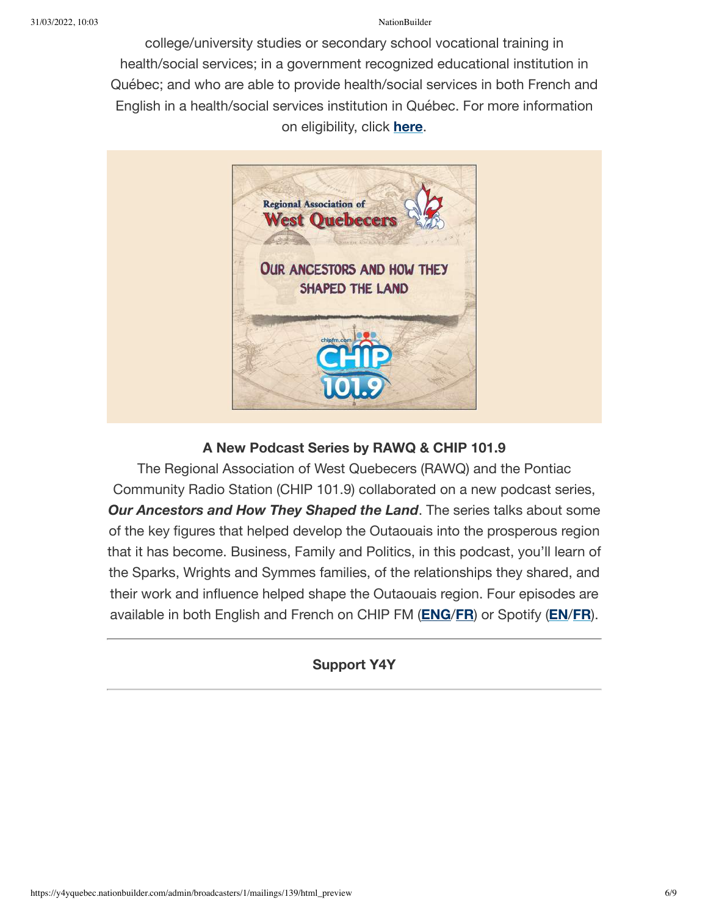college/university studies or secondary school vocational training in health/social services; in a government recognized educational institution in Québec; and who are able to provide health/social services in both French and English in a health/social services institution in Québec. For more information on eligibility, click **here**.

**A New Podcast Series by RAWQ & CHIP 101.9**

The Regional Association of West Quebecers (RAWQ) and the Pontiac Community Radio Station (CHIP 101.9) collaborated on a new podcast series, ***Our Ancestors and How They Shaped the Land***. The series talks about some of the key figures that helped develop the Outaouais into the prosperous region that it has become. Business, Family and Politics, in this podcast, you'll learn of the Sparks, Wrights and Symmes families, of the relationships they shared, and their work and influence helped shape the Outaouais region. Four episodes are available in both English and French on CHIP FM (**ENG**/**FR**) or Spotify (**EN**/**FR**).

---

**Support Y4Y**

---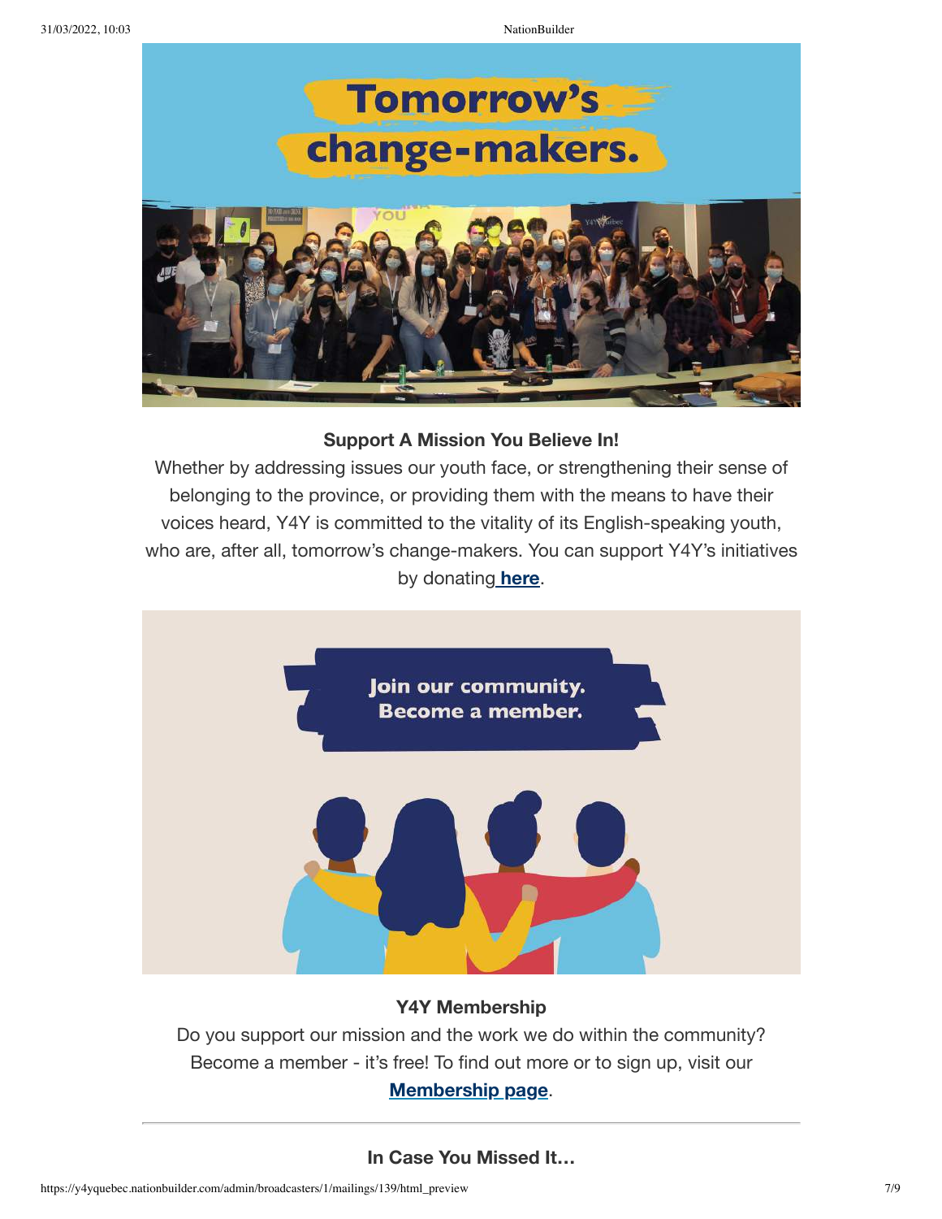**Support A Mission You Believe In!**

Whether by addressing issues our youth face, or strengthening their sense of belonging to the province, or providing them with the means to have their voices heard, Y4Y is committed to the vitality of its English-speaking youth, who are, after all, tomorrow's change-makers. You can support Y4Y's initiatives by donating **here**.

**Y4Y Membership**

Do you support our mission and the work we do within the community? Become a member - it's free! To find out more or to sign up, visit our **Membership page**.

---

**In Case You Missed It…**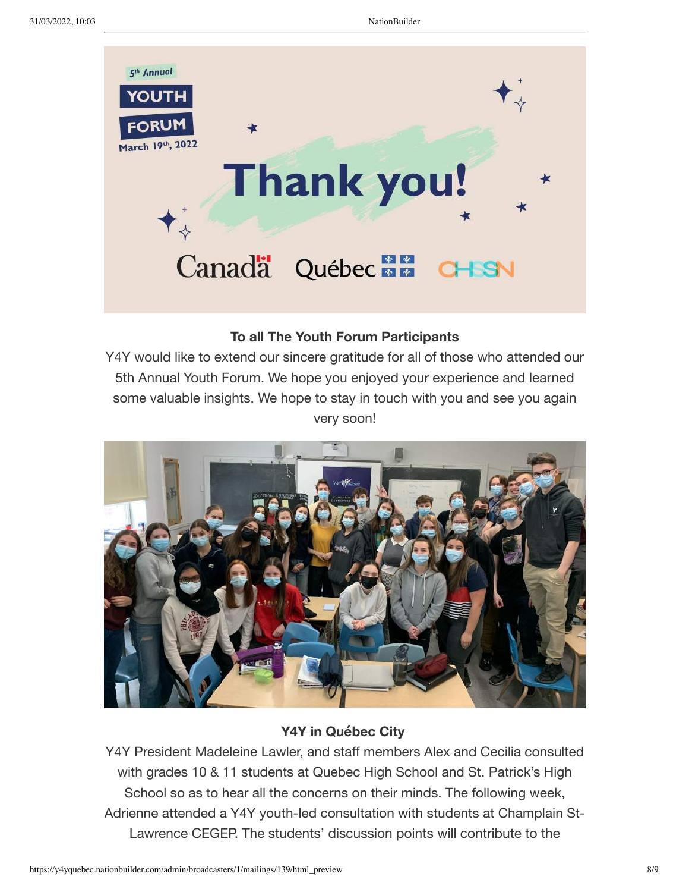**To all The Youth Forum Participants**

Y4Y would like to extend our sincere gratitude for all of those who attended our 5th Annual Youth Forum. We hope you enjoyed your experience and learned some valuable insights. We hope to stay in touch with you and see you again very soon!

**Y4Y in Québec City**

Y4Y President Madeleine Lawler, and staff members Alex and Cecilia consulted with grades 10 & 11 students at Quebec High School and St. Patrick's High School so as to hear all the concerns on their minds. The following week, Adrienne attended a Y4Y youth-led consultation with students at Champlain St-Lawrence CEGEP. The students' discussion points will contribute to the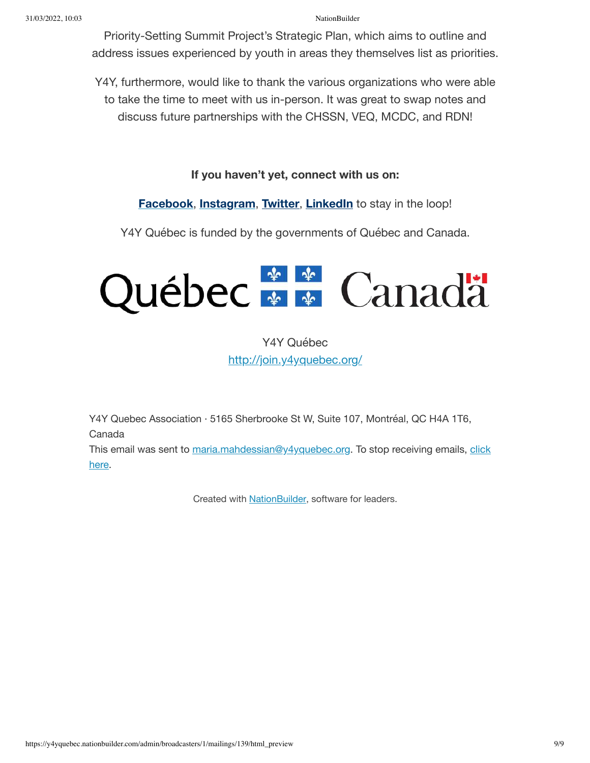Priority-Setting Summit Project's Strategic Plan, which aims to outline and address issues experienced by youth in areas they themselves list as priorities.

Y4Y, furthermore, would like to thank the various organizations who were able to take the time to meet with us in-person. It was great to swap notes and discuss future partnerships with the CHSSN, VEQ, MCDC, and RDN!

**If you haven't yet, connect with us on:**

**Facebook**, **Instagram**, **Twitter**, **LinkedIn** to stay in the loop!

Y4Y Québec is funded by the governments of Québec and Canada.

Québec Canada

Y4Y Québec
http://join.y4yquebec.org/

Y4Y Quebec Association · 5165 Sherbrooke St W, Suite 107, Montréal, QC H4A 1T6, Canada
This email was sent to maria.mahdessian@y4yquebec.org. To stop receiving emails, click here.

Created with NationBuilder, software for leaders.